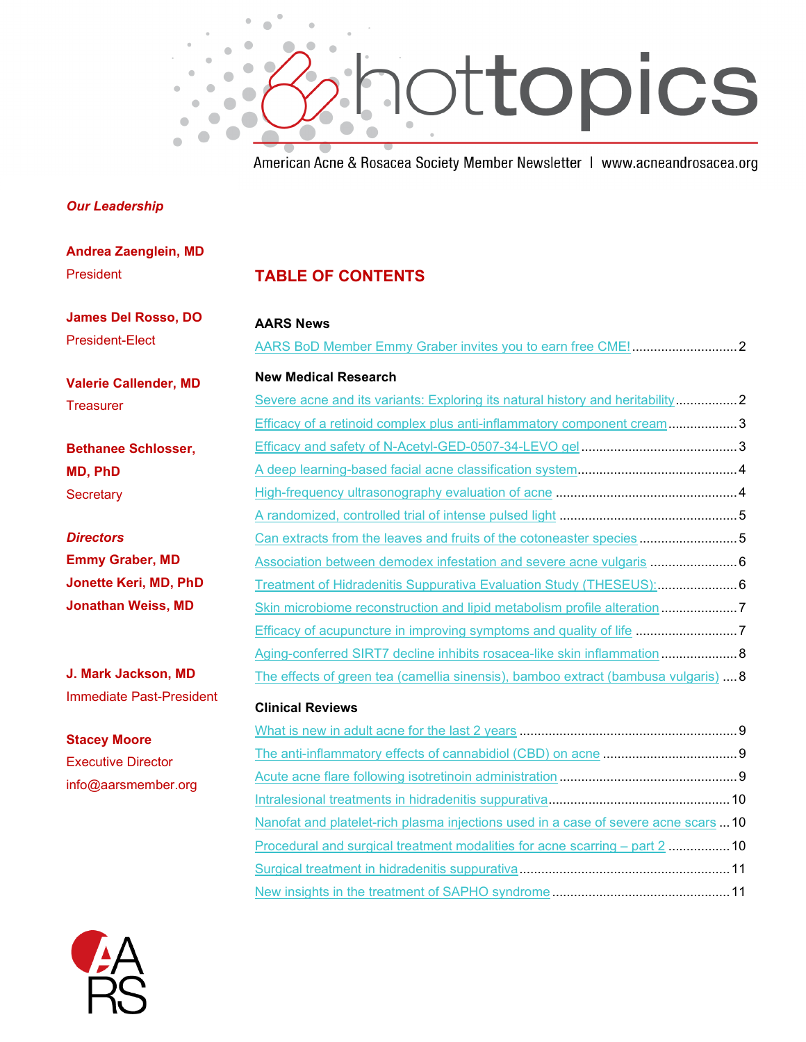# hottopics

American Acne & Rosacea Society Member Newsletter | www.acneandrosacea.org

*Our Leadership*

**Andrea Zaenglein, MD**
President

**James Del Rosso, DO**
President-Elect

**Valerie Callender, MD**
Treasurer

**Bethanee Schlosser, MD, PhD**
Secretary

***Directors***
**Emmy Graber, MD**
**Jonette Keri, MD, PhD**
**Jonathan Weiss, MD**

**J. Mark Jackson, MD**
Immediate Past-President

**Stacey Moore**
Executive Director
info@aarsmember.org

## TABLE OF CONTENTS

### AARS News

AARS BoD Member Emmy Graber invites you to earn free CME! .......... 2

### New Medical Research

Severe acne and its variants: Exploring its natural history and heritability .......... 2
Efficacy of a retinoid complex plus anti-inflammatory component cream .......... 3
Efficacy and safety of N-Acetyl-GED-0507-34-LEVO gel .......... 3
A deep learning-based facial acne classification system .......... 4
High-frequency ultrasonography evaluation of acne .......... 4
A randomized, controlled trial of intense pulsed light .......... 5
Can extracts from the leaves and fruits of the cotoneaster species .......... 5
Association between demodex infestation and severe acne vulgaris .......... 6
Treatment of Hidradenitis Suppurativa Evaluation Study (THESEUS): .......... 6
Skin microbiome reconstruction and lipid metabolism profile alteration .......... 7
Efficacy of acupuncture in improving symptoms and quality of life .......... 7
Aging-conferred SIRT7 decline inhibits rosacea-like skin inflammation .......... 8
The effects of green tea (camellia sinensis), bamboo extract (bambusa vulgaris) .......... 8

### Clinical Reviews

What is new in adult acne for the last 2 years .......... 9
The anti-inflammatory effects of cannabidiol (CBD) on acne .......... 9
Acute acne flare following isotretinoin administration .......... 9
Intralesional treatments in hidradenitis suppurativa .......... 10
Nanofat and platelet-rich plasma injections used in a case of severe acne scars .......... 10
Procedural and surgical treatment modalities for acne scarring – part 2 .......... 10
Surgical treatment in hidradenitis suppurativa .......... 11
New insights in the treatment of SAPHO syndrome .......... 11

AARS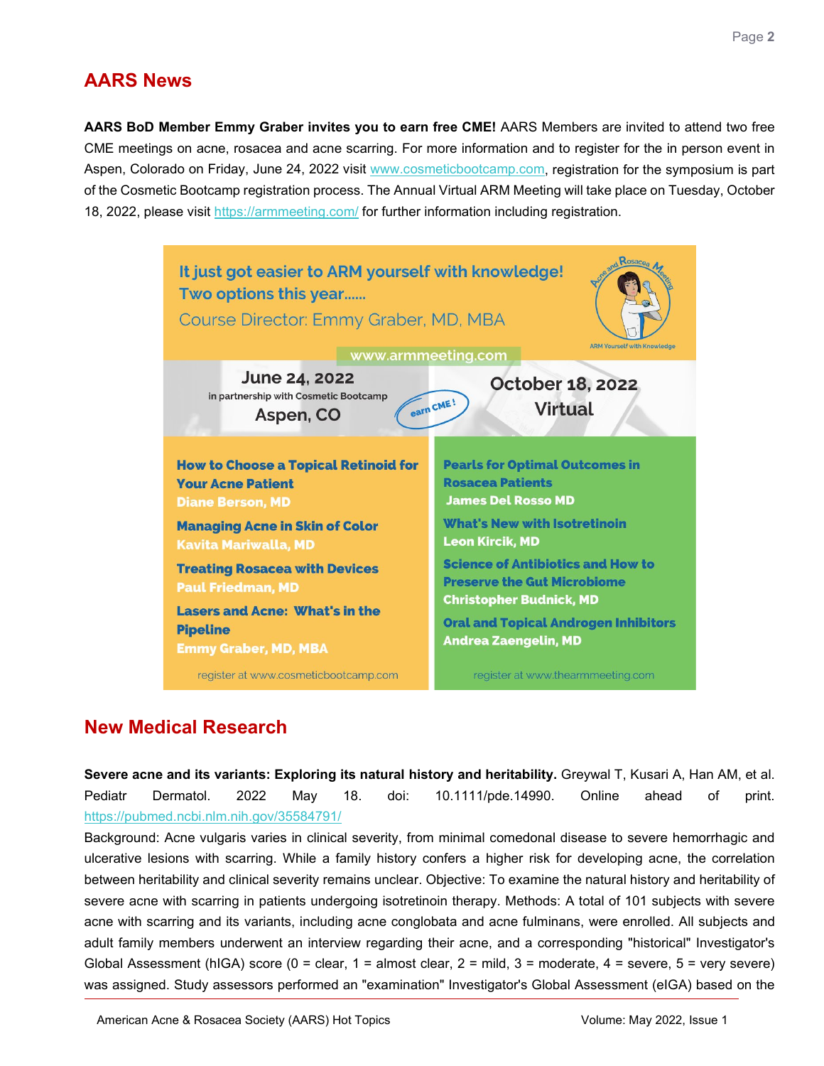## AARS News

**AARS BoD Member Emmy Graber invites you to earn free CME!** AARS Members are invited to attend two free CME meetings on acne, rosacea and acne scarring. For more information and to register for the in person event in Aspen, Colorado on Friday, June 24, 2022 visit www.cosmeticbootcamp.com, registration for the symposium is part of the Cosmetic Bootcamp registration process. The Annual Virtual ARM Meeting will take place on Tuesday, October 18, 2022, please visit https://armmeeting.com/ for further information including registration.

It just got easier to ARM yourself with knowledge!
Two options this year......
Course Director: Emmy Graber, MD, MBA

www.armmeeting.com

**June 24, 2022**
in partnership with Cosmetic Bootcamp
**Aspen, CO**

earn CME!

**October 18, 2022**
**Virtual**

**How to Choose a Topical Retinoid for Your Acne Patient**
Diane Berson, MD

**Managing Acne in Skin of Color**
Kavita Mariwalla, MD

**Treating Rosacea with Devices**
Paul Friedman, MD

**Lasers and Acne: What's in the Pipeline**
Emmy Graber, MD, MBA

register at www.cosmeticbootcamp.com

**Pearls for Optimal Outcomes in Rosacea Patients**
James Del Rosso MD

**What's New with Isotretinoin**
Leon Kircik, MD

**Science of Antibiotics and How to Preserve the Gut Microbiome**
Christopher Budnick, MD

**Oral and Topical Androgen Inhibitors**
Andrea Zaengelin, MD

register at www.thearmmeeting.com

## New Medical Research

**Severe acne and its variants: Exploring its natural history and heritability.** Greywal T, Kusari A, Han AM, et al. Pediatr Dermatol. 2022 May 18. doi: 10.1111/pde.14990. Online ahead of print. https://pubmed.ncbi.nlm.nih.gov/35584791/

Background: Acne vulgaris varies in clinical severity, from minimal comedonal disease to severe hemorrhagic and ulcerative lesions with scarring. While a family history confers a higher risk for developing acne, the correlation between heritability and clinical severity remains unclear. Objective: To examine the natural history and heritability of severe acne with scarring in patients undergoing isotretinoin therapy. Methods: A total of 101 subjects with severe acne with scarring and its variants, including acne conglobata and acne fulminans, were enrolled. All subjects and adult family members underwent an interview regarding their acne, and a corresponding "historical" Investigator's Global Assessment (hIGA) score (0 = clear, 1 = almost clear, 2 = mild, 3 = moderate, 4 = severe, 5 = very severe) was assigned. Study assessors performed an "examination" Investigator's Global Assessment (eIGA) based on the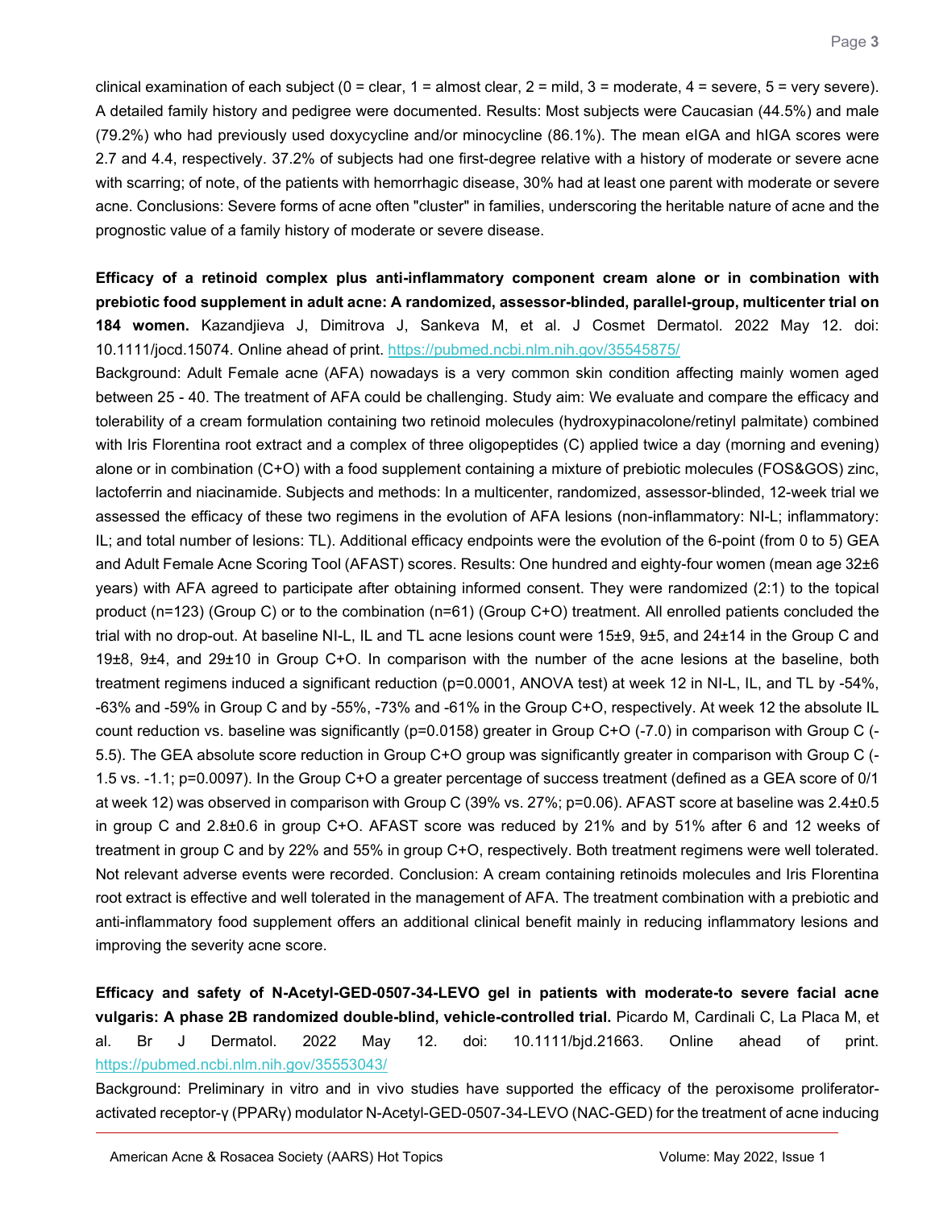clinical examination of each subject (0 = clear, 1 = almost clear, 2 = mild, 3 = moderate, 4 = severe, 5 = very severe). A detailed family history and pedigree were documented. Results: Most subjects were Caucasian (44.5%) and male (79.2%) who had previously used doxycycline and/or minocycline (86.1%). The mean eIGA and hIGA scores were 2.7 and 4.4, respectively. 37.2% of subjects had one first-degree relative with a history of moderate or severe acne with scarring; of note, of the patients with hemorrhagic disease, 30% had at least one parent with moderate or severe acne. Conclusions: Severe forms of acne often "cluster" in families, underscoring the heritable nature of acne and the prognostic value of a family history of moderate or severe disease.

**Efficacy of a retinoid complex plus anti-inflammatory component cream alone or in combination with prebiotic food supplement in adult acne: A randomized, assessor-blinded, parallel-group, multicenter trial on 184 women.** Kazandjieva J, Dimitrova J, Sankeva M, et al. J Cosmet Dermatol. 2022 May 12. doi: 10.1111/jocd.15074. Online ahead of print. https://pubmed.ncbi.nlm.nih.gov/35545875/

Background: Adult Female acne (AFA) nowadays is a very common skin condition affecting mainly women aged between 25 - 40. The treatment of AFA could be challenging. Study aim: We evaluate and compare the efficacy and tolerability of a cream formulation containing two retinoid molecules (hydroxypinacolone/retinyl palmitate) combined with Iris Florentina root extract and a complex of three oligopeptides (C) applied twice a day (morning and evening) alone or in combination (C+O) with a food supplement containing a mixture of prebiotic molecules (FOS&GOS) zinc, lactoferrin and niacinamide. Subjects and methods: In a multicenter, randomized, assessor-blinded, 12-week trial we assessed the efficacy of these two regimens in the evolution of AFA lesions (non-inflammatory: NI-L; inflammatory: IL; and total number of lesions: TL). Additional efficacy endpoints were the evolution of the 6-point (from 0 to 5) GEA and Adult Female Acne Scoring Tool (AFAST) scores. Results: One hundred and eighty-four women (mean age 32±6 years) with AFA agreed to participate after obtaining informed consent. They were randomized (2:1) to the topical product (n=123) (Group C) or to the combination (n=61) (Group C+O) treatment. All enrolled patients concluded the trial with no drop-out. At baseline NI-L, IL and TL acne lesions count were 15±9, 9±5, and 24±14 in the Group C and 19±8, 9±4, and 29±10 in Group C+O. In comparison with the number of the acne lesions at the baseline, both treatment regimens induced a significant reduction (p=0.0001, ANOVA test) at week 12 in NI-L, IL, and TL by -54%, -63% and -59% in Group C and by -55%, -73% and -61% in the Group C+O, respectively. At week 12 the absolute IL count reduction vs. baseline was significantly (p=0.0158) greater in Group C+O (-7.0) in comparison with Group C (-5.5). The GEA absolute score reduction in Group C+O group was significantly greater in comparison with Group C (-1.5 vs. -1.1; p=0.0097). In the Group C+O a greater percentage of success treatment (defined as a GEA score of 0/1 at week 12) was observed in comparison with Group C (39% vs. 27%; p=0.06). AFAST score at baseline was 2.4±0.5 in group C and 2.8±0.6 in group C+O. AFAST score was reduced by 21% and by 51% after 6 and 12 weeks of treatment in group C and by 22% and 55% in group C+O, respectively. Both treatment regimens were well tolerated. Not relevant adverse events were recorded. Conclusion: A cream containing retinoids molecules and Iris Florentina root extract is effective and well tolerated in the management of AFA. The treatment combination with a prebiotic and anti-inflammatory food supplement offers an additional clinical benefit mainly in reducing inflammatory lesions and improving the severity acne score.

**Efficacy and safety of N-Acetyl-GED-0507-34-LEVO gel in patients with moderate-to severe facial acne vulgaris: A phase 2B randomized double-blind, vehicle-controlled trial.** Picardo M, Cardinali C, La Placa M, et al. Br J Dermatol. 2022 May 12. doi: 10.1111/bjd.21663. Online ahead of print. https://pubmed.ncbi.nlm.nih.gov/35553043/

Background: Preliminary in vitro and in vivo studies have supported the efficacy of the peroxisome proliferator-activated receptor-γ (PPARγ) modulator N-Acetyl-GED-0507-34-LEVO (NAC-GED) for the treatment of acne inducing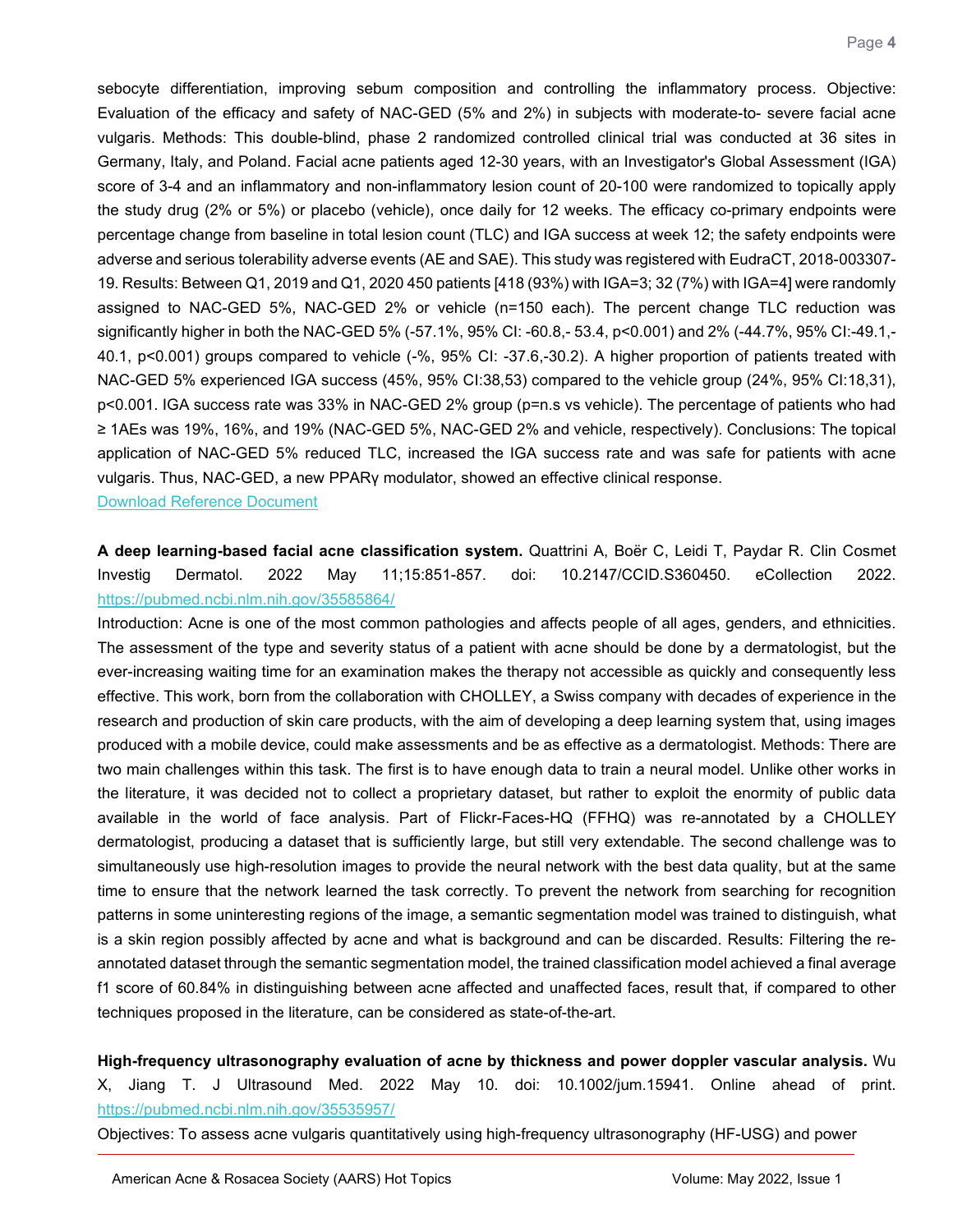sebocyte differentiation, improving sebum composition and controlling the inflammatory process. Objective: Evaluation of the efficacy and safety of NAC-GED (5% and 2%) in subjects with moderate-to- severe facial acne vulgaris. Methods: This double-blind, phase 2 randomized controlled clinical trial was conducted at 36 sites in Germany, Italy, and Poland. Facial acne patients aged 12-30 years, with an Investigator's Global Assessment (IGA) score of 3-4 and an inflammatory and non-inflammatory lesion count of 20-100 were randomized to topically apply the study drug (2% or 5%) or placebo (vehicle), once daily for 12 weeks. The efficacy co-primary endpoints were percentage change from baseline in total lesion count (TLC) and IGA success at week 12; the safety endpoints were adverse and serious tolerability adverse events (AE and SAE). This study was registered with EudraCT, 2018-003307-19. Results: Between Q1, 2019 and Q1, 2020 450 patients [418 (93%) with IGA=3; 32 (7%) with IGA=4] were randomly assigned to NAC-GED 5%, NAC-GED 2% or vehicle (n=150 each). The percent change TLC reduction was significantly higher in both the NAC-GED 5% (-57.1%, 95% CI: -60.8,- 53.4, p<0.001) and 2% (-44.7%, 95% CI:-49.1,-40.1, p<0.001) groups compared to vehicle (-%, 95% CI: -37.6,-30.2). A higher proportion of patients treated with NAC-GED 5% experienced IGA success (45%, 95% CI:38,53) compared to the vehicle group (24%, 95% CI:18,31), p<0.001. IGA success rate was 33% in NAC-GED 2% group (p=n.s vs vehicle). The percentage of patients who had ≥ 1AEs was 19%, 16%, and 19% (NAC-GED 5%, NAC-GED 2% and vehicle, respectively). Conclusions: The topical application of NAC-GED 5% reduced TLC, increased the IGA success rate and was safe for patients with acne vulgaris. Thus, NAC-GED, a new PPARγ modulator, showed an effective clinical response.
Download Reference Document

**A deep learning-based facial acne classification system.** Quattrini A, Boër C, Leidi T, Paydar R. Clin Cosmet Investig Dermatol. 2022 May 11;15:851-857. doi: 10.2147/CCID.S360450. eCollection 2022. https://pubmed.ncbi.nlm.nih.gov/35585864/

Introduction: Acne is one of the most common pathologies and affects people of all ages, genders, and ethnicities. The assessment of the type and severity status of a patient with acne should be done by a dermatologist, but the ever-increasing waiting time for an examination makes the therapy not accessible as quickly and consequently less effective. This work, born from the collaboration with CHOLLEY, a Swiss company with decades of experience in the research and production of skin care products, with the aim of developing a deep learning system that, using images produced with a mobile device, could make assessments and be as effective as a dermatologist. Methods: There are two main challenges within this task. The first is to have enough data to train a neural model. Unlike other works in the literature, it was decided not to collect a proprietary dataset, but rather to exploit the enormity of public data available in the world of face analysis. Part of Flickr-Faces-HQ (FFHQ) was re-annotated by a CHOLLEY dermatologist, producing a dataset that is sufficiently large, but still very extendable. The second challenge was to simultaneously use high-resolution images to provide the neural network with the best data quality, but at the same time to ensure that the network learned the task correctly. To prevent the network from searching for recognition patterns in some uninteresting regions of the image, a semantic segmentation model was trained to distinguish, what is a skin region possibly affected by acne and what is background and can be discarded. Results: Filtering the re-annotated dataset through the semantic segmentation model, the trained classification model achieved a final average f1 score of 60.84% in distinguishing between acne affected and unaffected faces, result that, if compared to other techniques proposed in the literature, can be considered as state-of-the-art.

**High-frequency ultrasonography evaluation of acne by thickness and power doppler vascular analysis.** Wu X, Jiang T. J Ultrasound Med. 2022 May 10. doi: 10.1002/jum.15941. Online ahead of print. https://pubmed.ncbi.nlm.nih.gov/35535957/

Objectives: To assess acne vulgaris quantitatively using high-frequency ultrasonography (HF-USG) and power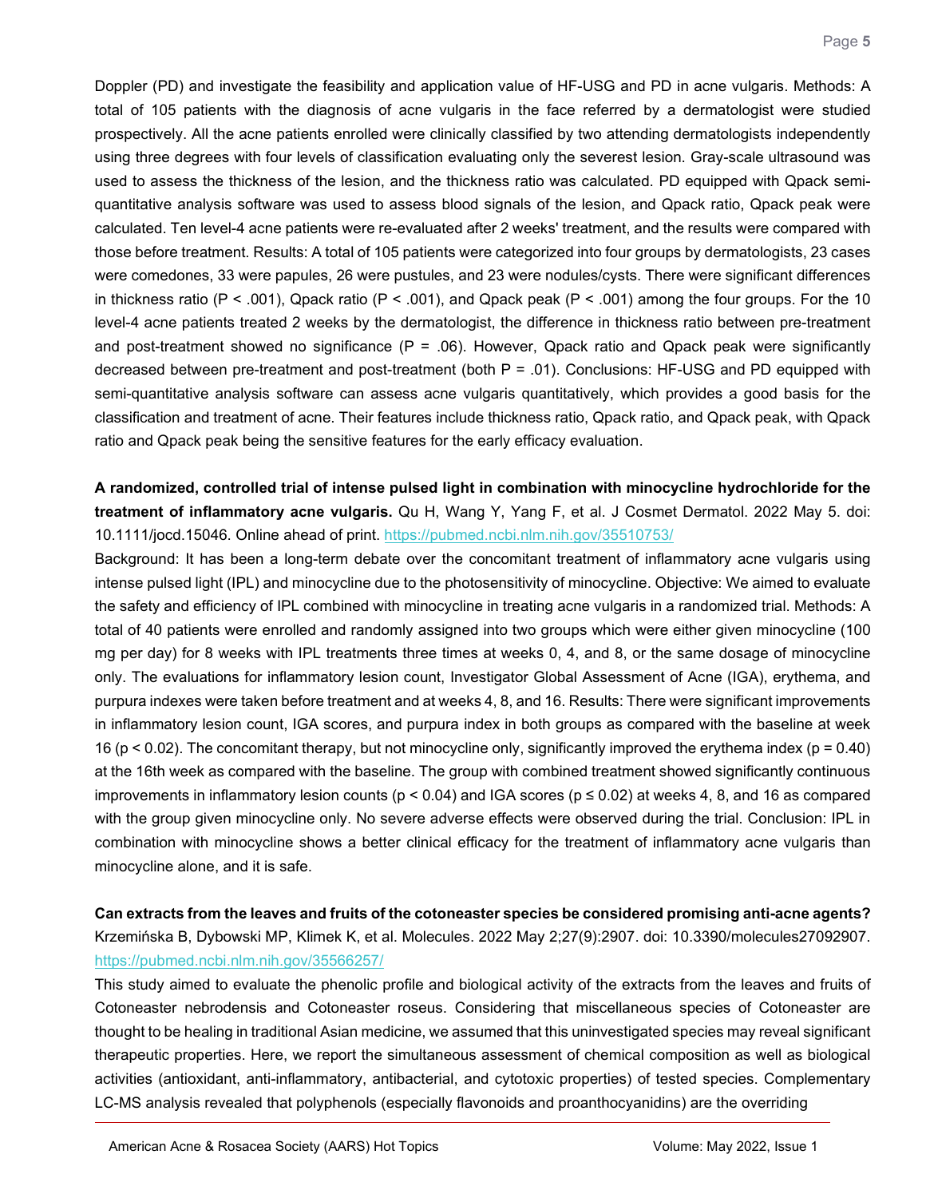Doppler (PD) and investigate the feasibility and application value of HF-USG and PD in acne vulgaris. Methods: A total of 105 patients with the diagnosis of acne vulgaris in the face referred by a dermatologist were studied prospectively. All the acne patients enrolled were clinically classified by two attending dermatologists independently using three degrees with four levels of classification evaluating only the severest lesion. Gray-scale ultrasound was used to assess the thickness of the lesion, and the thickness ratio was calculated. PD equipped with Qpack semi-quantitative analysis software was used to assess blood signals of the lesion, and Qpack ratio, Qpack peak were calculated. Ten level-4 acne patients were re-evaluated after 2 weeks' treatment, and the results were compared with those before treatment. Results: A total of 105 patients were categorized into four groups by dermatologists, 23 cases were comedones, 33 were papules, 26 were pustules, and 23 were nodules/cysts. There were significant differences in thickness ratio ($P < .001$), Qpack ratio ($P < .001$), and Qpack peak ($P < .001$) among the four groups. For the 10 level-4 acne patients treated 2 weeks by the dermatologist, the difference in thickness ratio between pre-treatment and post-treatment showed no significance ($P = .06$). However, Qpack ratio and Qpack peak were significantly decreased between pre-treatment and post-treatment (both $P = .01$). Conclusions: HF-USG and PD equipped with semi-quantitative analysis software can assess acne vulgaris quantitatively, which provides a good basis for the classification and treatment of acne. Their features include thickness ratio, Qpack ratio, and Qpack peak, with Qpack ratio and Qpack peak being the sensitive features for the early efficacy evaluation.

**A randomized, controlled trial of intense pulsed light in combination with minocycline hydrochloride for the treatment of inflammatory acne vulgaris.** Qu H, Wang Y, Yang F, et al. J Cosmet Dermatol. 2022 May 5. doi: 10.1111/jocd.15046. Online ahead of print. https://pubmed.ncbi.nlm.nih.gov/35510753/

Background: It has been a long-term debate over the concomitant treatment of inflammatory acne vulgaris using intense pulsed light (IPL) and minocycline due to the photosensitivity of minocycline. Objective: We aimed to evaluate the safety and efficiency of IPL combined with minocycline in treating acne vulgaris in a randomized trial. Methods: A total of 40 patients were enrolled and randomly assigned into two groups which were either given minocycline (100 mg per day) for 8 weeks with IPL treatments three times at weeks 0, 4, and 8, or the same dosage of minocycline only. The evaluations for inflammatory lesion count, Investigator Global Assessment of Acne (IGA), erythema, and purpura indexes were taken before treatment and at weeks 4, 8, and 16. Results: There were significant improvements in inflammatory lesion count, IGA scores, and purpura index in both groups as compared with the baseline at week 16 ($p < 0.02$). The concomitant therapy, but not minocycline only, significantly improved the erythema index ($p = 0.40$) at the 16th week as compared with the baseline. The group with combined treatment showed significantly continuous improvements in inflammatory lesion counts ($p < 0.04$) and IGA scores ($p \leq 0.02$) at weeks 4, 8, and 16 as compared with the group given minocycline only. No severe adverse effects were observed during the trial. Conclusion: IPL in combination with minocycline shows a better clinical efficacy for the treatment of inflammatory acne vulgaris than minocycline alone, and it is safe.

**Can extracts from the leaves and fruits of the cotoneaster species be considered promising anti-acne agents?** Krzemińska B, Dybowski MP, Klimek K, et al. Molecules. 2022 May 2;27(9):2907. doi: 10.3390/molecules27092907. https://pubmed.ncbi.nlm.nih.gov/35566257/

This study aimed to evaluate the phenolic profile and biological activity of the extracts from the leaves and fruits of Cotoneaster nebrodensis and Cotoneaster roseus. Considering that miscellaneous species of Cotoneaster are thought to be healing in traditional Asian medicine, we assumed that this uninvestigated species may reveal significant therapeutic properties. Here, we report the simultaneous assessment of chemical composition as well as biological activities (antioxidant, anti-inflammatory, antibacterial, and cytotoxic properties) of tested species. Complementary LC-MS analysis revealed that polyphenols (especially flavonoids and proanthocyanidins) are the overriding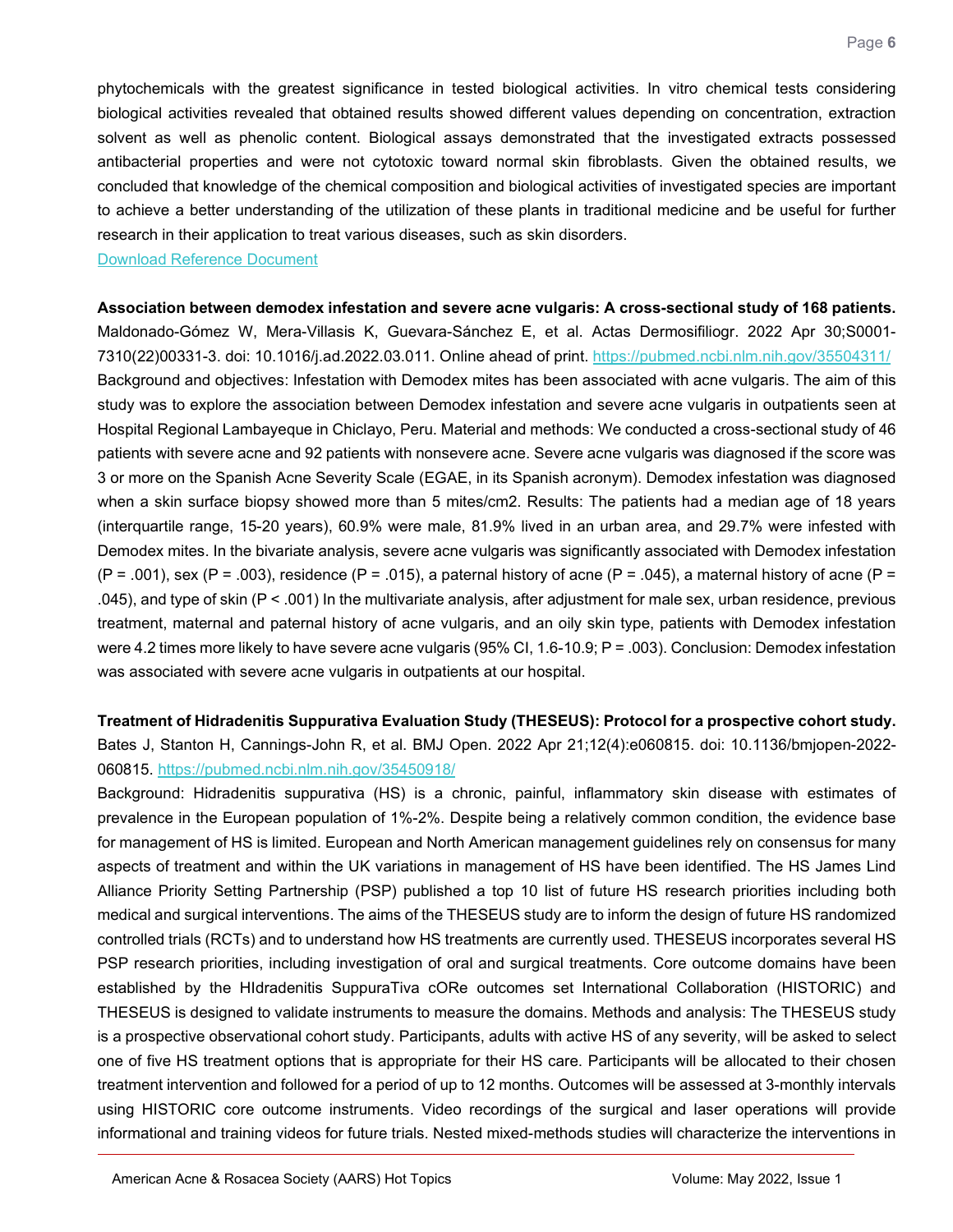phytochemicals with the greatest significance in tested biological activities. In vitro chemical tests considering biological activities revealed that obtained results showed different values depending on concentration, extraction solvent as well as phenolic content. Biological assays demonstrated that the investigated extracts possessed antibacterial properties and were not cytotoxic toward normal skin fibroblasts. Given the obtained results, we concluded that knowledge of the chemical composition and biological activities of investigated species are important to achieve a better understanding of the utilization of these plants in traditional medicine and be useful for further research in their application to treat various diseases, such as skin disorders.
Download Reference Document

**Association between demodex infestation and severe acne vulgaris: A cross-sectional study of 168 patients.**
Maldonado-Gómez W, Mera-Villasis K, Guevara-Sánchez E, et al. Actas Dermosifiliogr. 2022 Apr 30;S0001-7310(22)00331-3. doi: 10.1016/j.ad.2022.03.011. Online ahead of print. https://pubmed.ncbi.nlm.nih.gov/35504311/
Background and objectives: Infestation with Demodex mites has been associated with acne vulgaris. The aim of this study was to explore the association between Demodex infestation and severe acne vulgaris in outpatients seen at Hospital Regional Lambayeque in Chiclayo, Peru. Material and methods: We conducted a cross-sectional study of 46 patients with severe acne and 92 patients with nonsevere acne. Severe acne vulgaris was diagnosed if the score was 3 or more on the Spanish Acne Severity Scale (EGAE, in its Spanish acronym). Demodex infestation was diagnosed when a skin surface biopsy showed more than 5 mites/cm2. Results: The patients had a median age of 18 years (interquartile range, 15-20 years), 60.9% were male, 81.9% lived in an urban area, and 29.7% were infested with Demodex mites. In the bivariate analysis, severe acne vulgaris was significantly associated with Demodex infestation (P = .001), sex (P = .003), residence (P = .015), a paternal history of acne (P = .045), a maternal history of acne (P = .045), and type of skin (P < .001) In the multivariate analysis, after adjustment for male sex, urban residence, previous treatment, maternal and paternal history of acne vulgaris, and an oily skin type, patients with Demodex infestation were 4.2 times more likely to have severe acne vulgaris (95% CI, 1.6-10.9; P = .003). Conclusion: Demodex infestation was associated with severe acne vulgaris in outpatients at our hospital.

**Treatment of Hidradenitis Suppurativa Evaluation Study (THESEUS): Protocol for a prospective cohort study.**
Bates J, Stanton H, Cannings-John R, et al. BMJ Open. 2022 Apr 21;12(4):e060815. doi: 10.1136/bmjopen-2022-060815. https://pubmed.ncbi.nlm.nih.gov/35450918/
Background: Hidradenitis suppurativa (HS) is a chronic, painful, inflammatory skin disease with estimates of prevalence in the European population of 1%-2%. Despite being a relatively common condition, the evidence base for management of HS is limited. European and North American management guidelines rely on consensus for many aspects of treatment and within the UK variations in management of HS have been identified. The HS James Lind Alliance Priority Setting Partnership (PSP) published a top 10 list of future HS research priorities including both medical and surgical interventions. The aims of the THESEUS study are to inform the design of future HS randomized controlled trials (RCTs) and to understand how HS treatments are currently used. THESEUS incorporates several HS PSP research priorities, including investigation of oral and surgical treatments. Core outcome domains have been established by the HIdradenitis SuppuraTiva cORe outcomes set International Collaboration (HISTORIC) and THESEUS is designed to validate instruments to measure the domains. Methods and analysis: The THESEUS study is a prospective observational cohort study. Participants, adults with active HS of any severity, will be asked to select one of five HS treatment options that is appropriate for their HS care. Participants will be allocated to their chosen treatment intervention and followed for a period of up to 12 months. Outcomes will be assessed at 3-monthly intervals using HISTORIC core outcome instruments. Video recordings of the surgical and laser operations will provide informational and training videos for future trials. Nested mixed-methods studies will characterize the interventions in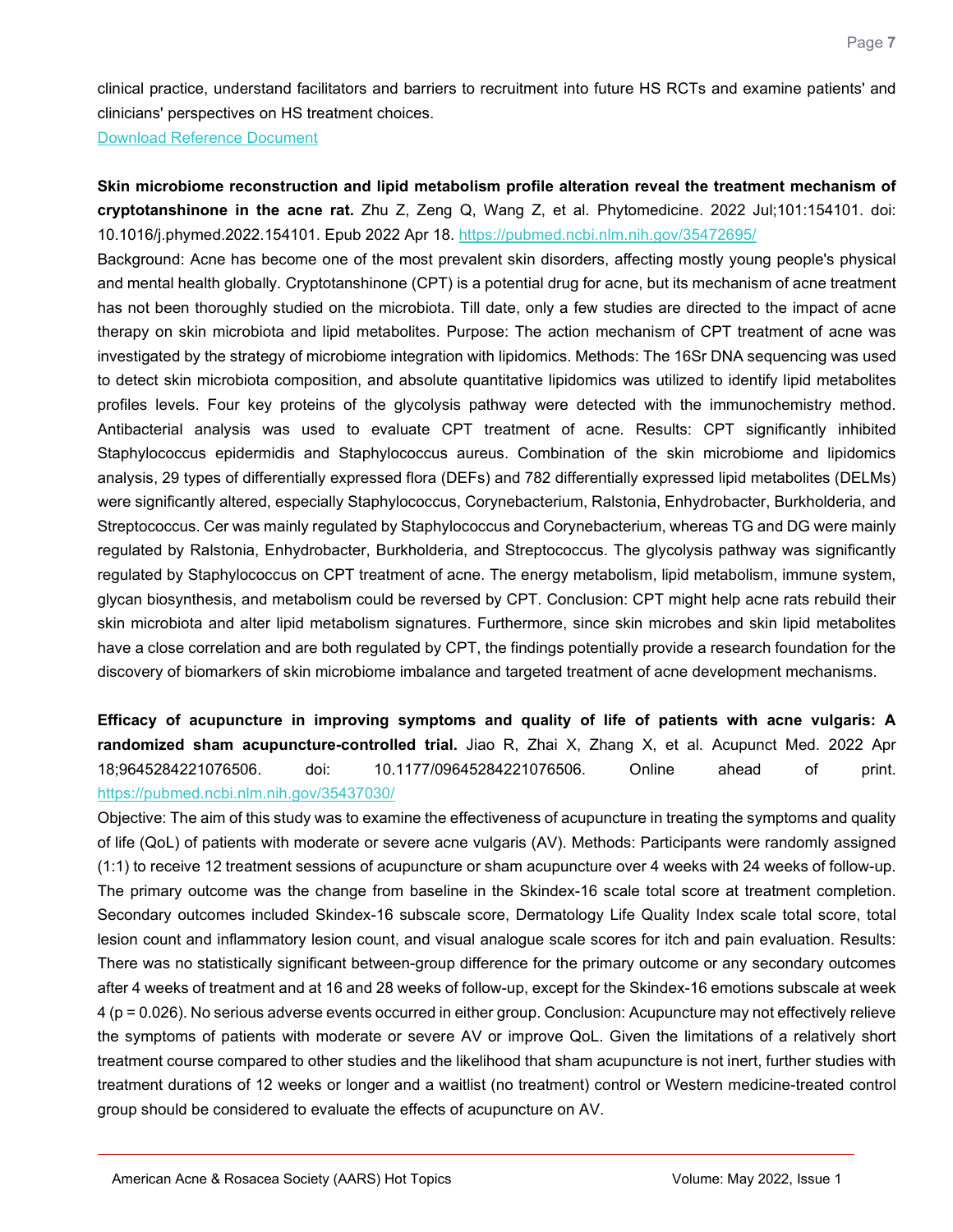clinical practice, understand facilitators and barriers to recruitment into future HS RCTs and examine patients' and clinicians' perspectives on HS treatment choices.

[Download Reference Document]

**Skin microbiome reconstruction and lipid metabolism profile alteration reveal the treatment mechanism of cryptotanshinone in the acne rat.** Zhu Z, Zeng Q, Wang Z, et al. Phytomedicine. 2022 Jul;101:154101. doi: 10.1016/j.phymed.2022.154101. Epub 2022 Apr 18. https://pubmed.ncbi.nlm.nih.gov/35472695/

Background: Acne has become one of the most prevalent skin disorders, affecting mostly young people's physical and mental health globally. Cryptotanshinone (CPT) is a potential drug for acne, but its mechanism of acne treatment has not been thoroughly studied on the microbiota. Till date, only a few studies are directed to the impact of acne therapy on skin microbiota and lipid metabolites. Purpose: The action mechanism of CPT treatment of acne was investigated by the strategy of microbiome integration with lipidomics. Methods: The 16Sr DNA sequencing was used to detect skin microbiota composition, and absolute quantitative lipidomics was utilized to identify lipid metabolites profiles levels. Four key proteins of the glycolysis pathway were detected with the immunochemistry method. Antibacterial analysis was used to evaluate CPT treatment of acne. Results: CPT significantly inhibited Staphylococcus epidermidis and Staphylococcus aureus. Combination of the skin microbiome and lipidomics analysis, 29 types of differentially expressed flora (DEFs) and 782 differentially expressed lipid metabolites (DELMs) were significantly altered, especially Staphylococcus, Corynebacterium, Ralstonia, Enhydrobacter, Burkholderia, and Streptococcus. Cer was mainly regulated by Staphylococcus and Corynebacterium, whereas TG and DG were mainly regulated by Ralstonia, Enhydrobacter, Burkholderia, and Streptococcus. The glycolysis pathway was significantly regulated by Staphylococcus on CPT treatment of acne. The energy metabolism, lipid metabolism, immune system, glycan biosynthesis, and metabolism could be reversed by CPT. Conclusion: CPT might help acne rats rebuild their skin microbiota and alter lipid metabolism signatures. Furthermore, since skin microbes and skin lipid metabolites have a close correlation and are both regulated by CPT, the findings potentially provide a research foundation for the discovery of biomarkers of skin microbiome imbalance and targeted treatment of acne development mechanisms.

**Efficacy of acupuncture in improving symptoms and quality of life of patients with acne vulgaris: A randomized sham acupuncture-controlled trial.** Jiao R, Zhai X, Zhang X, et al. Acupunct Med. 2022 Apr 18;9645284221076506. doi: 10.1177/09645284221076506. Online ahead of print. https://pubmed.ncbi.nlm.nih.gov/35437030/

Objective: The aim of this study was to examine the effectiveness of acupuncture in treating the symptoms and quality of life (QoL) of patients with moderate or severe acne vulgaris (AV). Methods: Participants were randomly assigned (1:1) to receive 12 treatment sessions of acupuncture or sham acupuncture over 4 weeks with 24 weeks of follow-up. The primary outcome was the change from baseline in the Skindex-16 scale total score at treatment completion. Secondary outcomes included Skindex-16 subscale score, Dermatology Life Quality Index scale total score, total lesion count and inflammatory lesion count, and visual analogue scale scores for itch and pain evaluation. Results: There was no statistically significant between-group difference for the primary outcome or any secondary outcomes after 4 weeks of treatment and at 16 and 28 weeks of follow-up, except for the Skindex-16 emotions subscale at week 4 ($p = 0.026$). No serious adverse events occurred in either group. Conclusion: Acupuncture may not effectively relieve the symptoms of patients with moderate or severe AV or improve QoL. Given the limitations of a relatively short treatment course compared to other studies and the likelihood that sham acupuncture is not inert, further studies with treatment durations of 12 weeks or longer and a waitlist (no treatment) control or Western medicine-treated control group should be considered to evaluate the effects of acupuncture on AV.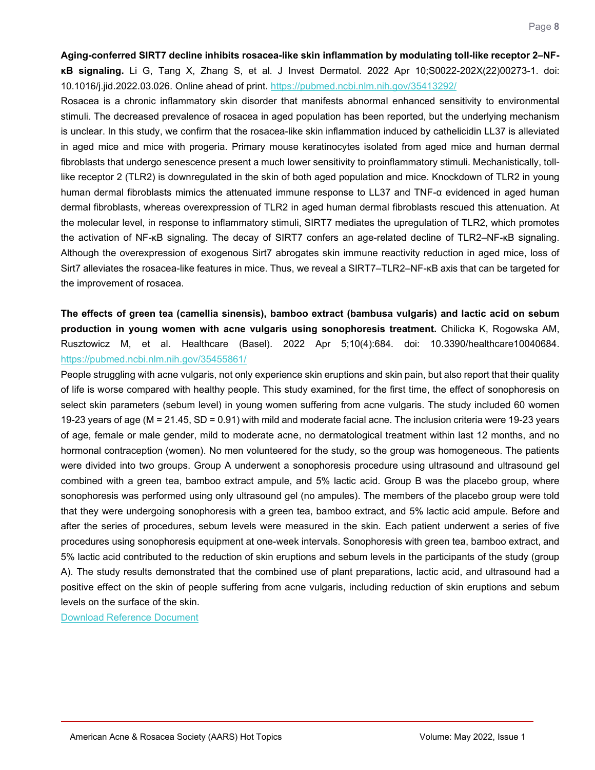**Aging-conferred SIRT7 decline inhibits rosacea-like skin inflammation by modulating toll-like receptor 2–NF-κB signaling.** Li G, Tang X, Zhang S, et al. J Invest Dermatol. 2022 Apr 10;S0022-202X(22)00273-1. doi: 10.1016/j.jid.2022.03.026. Online ahead of print. https://pubmed.ncbi.nlm.nih.gov/35413292/

Rosacea is a chronic inflammatory skin disorder that manifests abnormal enhanced sensitivity to environmental stimuli. The decreased prevalence of rosacea in aged population has been reported, but the underlying mechanism is unclear. In this study, we confirm that the rosacea-like skin inflammation induced by cathelicidin LL37 is alleviated in aged mice and mice with progeria. Primary mouse keratinocytes isolated from aged mice and human dermal fibroblasts that undergo senescence present a much lower sensitivity to proinflammatory stimuli. Mechanistically, toll-like receptor 2 (TLR2) is downregulated in the skin of both aged population and mice. Knockdown of TLR2 in young human dermal fibroblasts mimics the attenuated immune response to LL37 and TNF-α evidenced in aged human dermal fibroblasts, whereas overexpression of TLR2 in aged human dermal fibroblasts rescued this attenuation. At the molecular level, in response to inflammatory stimuli, SIRT7 mediates the upregulation of TLR2, which promotes the activation of NF-κB signaling. The decay of SIRT7 confers an age-related decline of TLR2–NF-κB signaling. Although the overexpression of exogenous Sirt7 abrogates skin immune reactivity reduction in aged mice, loss of Sirt7 alleviates the rosacea-like features in mice. Thus, we reveal a SIRT7–TLR2–NF-κB axis that can be targeted for the improvement of rosacea.

**The effects of green tea (camellia sinensis), bamboo extract (bambusa vulgaris) and lactic acid on sebum production in young women with acne vulgaris using sonophoresis treatment.** Chilicka K, Rogowska AM, Rusztowicz M, et al. Healthcare (Basel). 2022 Apr 5;10(4):684. doi: 10.3390/healthcare10040684. https://pubmed.ncbi.nlm.nih.gov/35455861/

People struggling with acne vulgaris, not only experience skin eruptions and skin pain, but also report that their quality of life is worse compared with healthy people. This study examined, for the first time, the effect of sonophoresis on select skin parameters (sebum level) in young women suffering from acne vulgaris. The study included 60 women 19-23 years of age (M = 21.45, SD = 0.91) with mild and moderate facial acne. The inclusion criteria were 19-23 years of age, female or male gender, mild to moderate acne, no dermatological treatment within last 12 months, and no hormonal contraception (women). No men volunteered for the study, so the group was homogeneous. The patients were divided into two groups. Group A underwent a sonophoresis procedure using ultrasound and ultrasound gel combined with a green tea, bamboo extract ampule, and 5% lactic acid. Group B was the placebo group, where sonophoresis was performed using only ultrasound gel (no ampules). The members of the placebo group were told that they were undergoing sonophoresis with a green tea, bamboo extract, and 5% lactic acid ampule. Before and after the series of procedures, sebum levels were measured in the skin. Each patient underwent a series of five procedures using sonophoresis equipment at one-week intervals. Sonophoresis with green tea, bamboo extract, and 5% lactic acid contributed to the reduction of skin eruptions and sebum levels in the participants of the study (group A). The study results demonstrated that the combined use of plant preparations, lactic acid, and ultrasound had a positive effect on the skin of people suffering from acne vulgaris, including reduction of skin eruptions and sebum levels on the surface of the skin.

Download Reference Document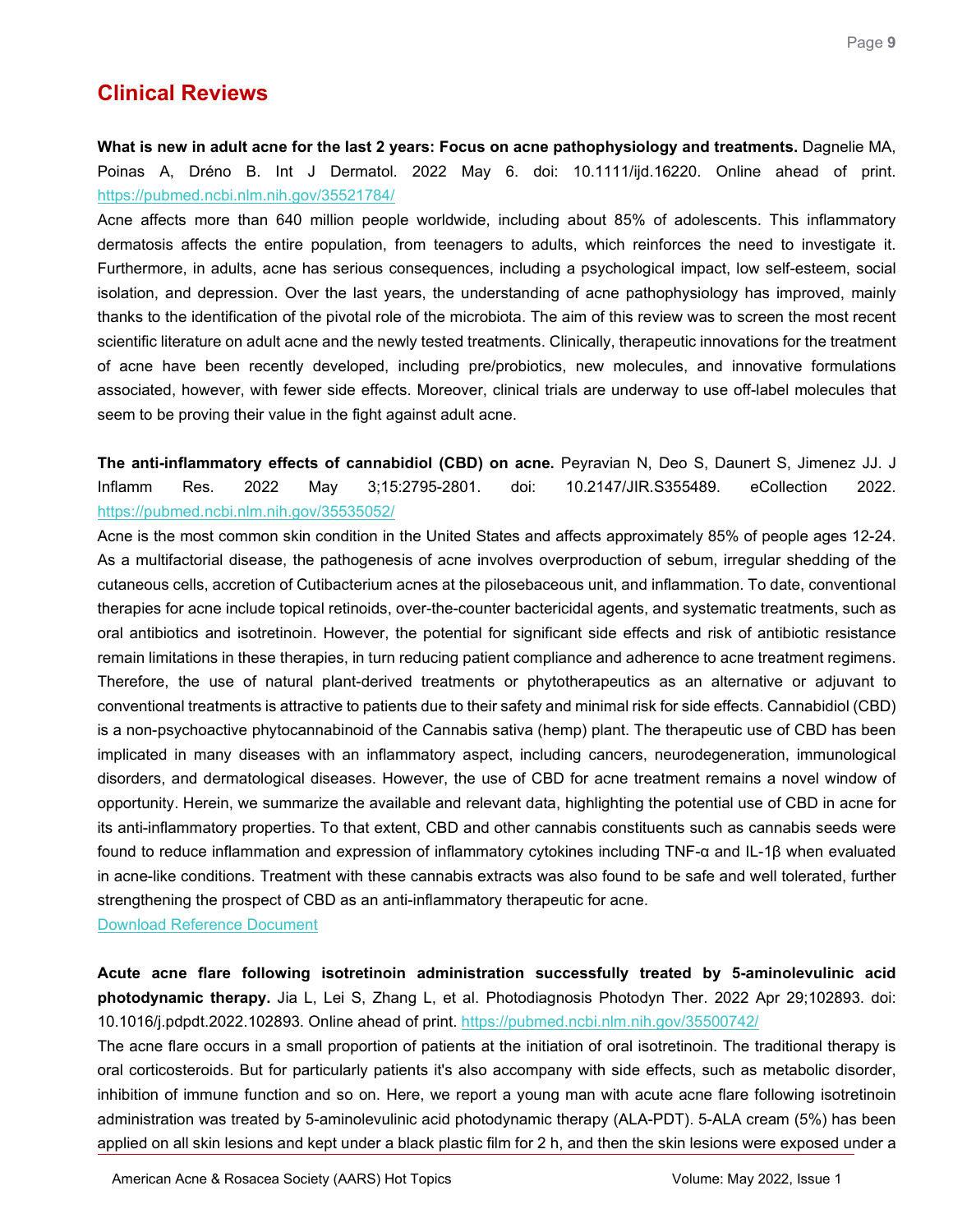## Clinical Reviews

**What is new in adult acne for the last 2 years: Focus on acne pathophysiology and treatments.** Dagnelie MA, Poinas A, Dréno B. Int J Dermatol. 2022 May 6. doi: 10.1111/ijd.16220. Online ahead of print. https://pubmed.ncbi.nlm.nih.gov/35521784/

Acne affects more than 640 million people worldwide, including about 85% of adolescents. This inflammatory dermatosis affects the entire population, from teenagers to adults, which reinforces the need to investigate it. Furthermore, in adults, acne has serious consequences, including a psychological impact, low self-esteem, social isolation, and depression. Over the last years, the understanding of acne pathophysiology has improved, mainly thanks to the identification of the pivotal role of the microbiota. The aim of this review was to screen the most recent scientific literature on adult acne and the newly tested treatments. Clinically, therapeutic innovations for the treatment of acne have been recently developed, including pre/probiotics, new molecules, and innovative formulations associated, however, with fewer side effects. Moreover, clinical trials are underway to use off-label molecules that seem to be proving their value in the fight against adult acne.

**The anti-inflammatory effects of cannabidiol (CBD) on acne.** Peyravian N, Deo S, Daunert S, Jimenez JJ. J Inflamm Res. 2022 May 3;15:2795-2801. doi: 10.2147/JIR.S355489. eCollection 2022. https://pubmed.ncbi.nlm.nih.gov/35535052/

Acne is the most common skin condition in the United States and affects approximately 85% of people ages 12-24. As a multifactorial disease, the pathogenesis of acne involves overproduction of sebum, irregular shedding of the cutaneous cells, accretion of Cutibacterium acnes at the pilosebaceous unit, and inflammation. To date, conventional therapies for acne include topical retinoids, over-the-counter bactericidal agents, and systematic treatments, such as oral antibiotics and isotretinoin. However, the potential for significant side effects and risk of antibiotic resistance remain limitations in these therapies, in turn reducing patient compliance and adherence to acne treatment regimens. Therefore, the use of natural plant-derived treatments or phytotherapeutics as an alternative or adjuvant to conventional treatments is attractive to patients due to their safety and minimal risk for side effects. Cannabidiol (CBD) is a non-psychoactive phytocannabinoid of the Cannabis sativa (hemp) plant. The therapeutic use of CBD has been implicated in many diseases with an inflammatory aspect, including cancers, neurodegeneration, immunological disorders, and dermatological diseases. However, the use of CBD for acne treatment remains a novel window of opportunity. Herein, we summarize the available and relevant data, highlighting the potential use of CBD in acne for its anti-inflammatory properties. To that extent, CBD and other cannabis constituents such as cannabis seeds were found to reduce inflammation and expression of inflammatory cytokines including TNF-α and IL-1β when evaluated in acne-like conditions. Treatment with these cannabis extracts was also found to be safe and well tolerated, further strengthening the prospect of CBD as an anti-inflammatory therapeutic for acne.

Download Reference Document

**Acute acne flare following isotretinoin administration successfully treated by 5-aminolevulinic acid photodynamic therapy.** Jia L, Lei S, Zhang L, et al. Photodiagnosis Photodyn Ther. 2022 Apr 29;102893. doi: 10.1016/j.pdpdt.2022.102893. Online ahead of print. https://pubmed.ncbi.nlm.nih.gov/35500742/

The acne flare occurs in a small proportion of patients at the initiation of oral isotretinoin. The traditional therapy is oral corticosteroids. But for particularly patients it's also accompany with side effects, such as metabolic disorder, inhibition of immune function and so on. Here, we report a young man with acute acne flare following isotretinoin administration was treated by 5-aminolevulinic acid photodynamic therapy (ALA-PDT). 5-ALA cream (5%) has been applied on all skin lesions and kept under a black plastic film for 2 h, and then the skin lesions were exposed under a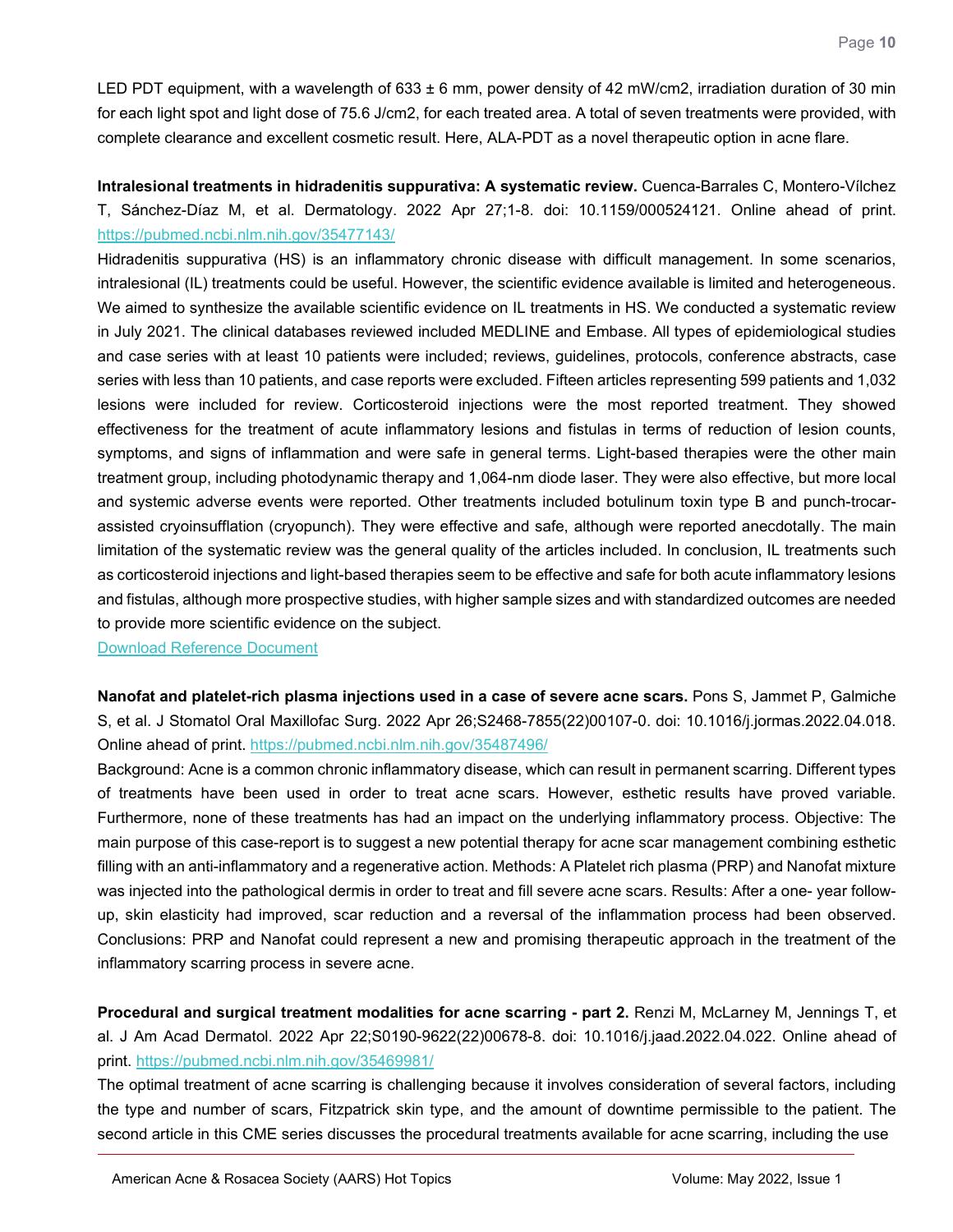LED PDT equipment, with a wavelength of 633 ± 6 mm, power density of 42 mW/cm2, irradiation duration of 30 min for each light spot and light dose of 75.6 J/cm2, for each treated area. A total of seven treatments were provided, with complete clearance and excellent cosmetic result. Here, ALA-PDT as a novel therapeutic option in acne flare.

**Intralesional treatments in hidradenitis suppurativa: A systematic review.** Cuenca-Barrales C, Montero-Vílchez T, Sánchez-Díaz M, et al. Dermatology. 2022 Apr 27;1-8. doi: 10.1159/000524121. Online ahead of print. https://pubmed.ncbi.nlm.nih.gov/35477143/

Hidradenitis suppurativa (HS) is an inflammatory chronic disease with difficult management. In some scenarios, intralesional (IL) treatments could be useful. However, the scientific evidence available is limited and heterogeneous. We aimed to synthesize the available scientific evidence on IL treatments in HS. We conducted a systematic review in July 2021. The clinical databases reviewed included MEDLINE and Embase. All types of epidemiological studies and case series with at least 10 patients were included; reviews, guidelines, protocols, conference abstracts, case series with less than 10 patients, and case reports were excluded. Fifteen articles representing 599 patients and 1,032 lesions were included for review. Corticosteroid injections were the most reported treatment. They showed effectiveness for the treatment of acute inflammatory lesions and fistulas in terms of reduction of lesion counts, symptoms, and signs of inflammation and were safe in general terms. Light-based therapies were the other main treatment group, including photodynamic therapy and 1,064-nm diode laser. They were also effective, but more local and systemic adverse events were reported. Other treatments included botulinum toxin type B and punch-trocar-assisted cryoinsufflation (cryopunch). They were effective and safe, although were reported anecdotally. The main limitation of the systematic review was the general quality of the articles included. In conclusion, IL treatments such as corticosteroid injections and light-based therapies seem to be effective and safe for both acute inflammatory lesions and fistulas, although more prospective studies, with higher sample sizes and with standardized outcomes are needed to provide more scientific evidence on the subject.

Download Reference Document

**Nanofat and platelet-rich plasma injections used in a case of severe acne scars.** Pons S, Jammet P, Galmiche S, et al. J Stomatol Oral Maxillofac Surg. 2022 Apr 26;S2468-7855(22)00107-0. doi: 10.1016/j.jormas.2022.04.018. Online ahead of print. https://pubmed.ncbi.nlm.nih.gov/35487496/

Background: Acne is a common chronic inflammatory disease, which can result in permanent scarring. Different types of treatments have been used in order to treat acne scars. However, esthetic results have proved variable. Furthermore, none of these treatments has had an impact on the underlying inflammatory process. Objective: The main purpose of this case-report is to suggest a new potential therapy for acne scar management combining esthetic filling with an anti-inflammatory and a regenerative action. Methods: A Platelet rich plasma (PRP) and Nanofat mixture was injected into the pathological dermis in order to treat and fill severe acne scars. Results: After a one- year follow-up, skin elasticity had improved, scar reduction and a reversal of the inflammation process had been observed. Conclusions: PRP and Nanofat could represent a new and promising therapeutic approach in the treatment of the inflammatory scarring process in severe acne.

**Procedural and surgical treatment modalities for acne scarring - part 2.** Renzi M, McLarney M, Jennings T, et al. J Am Acad Dermatol. 2022 Apr 22;S0190-9622(22)00678-8. doi: 10.1016/j.jaad.2022.04.022. Online ahead of print. https://pubmed.ncbi.nlm.nih.gov/35469981/

The optimal treatment of acne scarring is challenging because it involves consideration of several factors, including the type and number of scars, Fitzpatrick skin type, and the amount of downtime permissible to the patient. The second article in this CME series discusses the procedural treatments available for acne scarring, including the use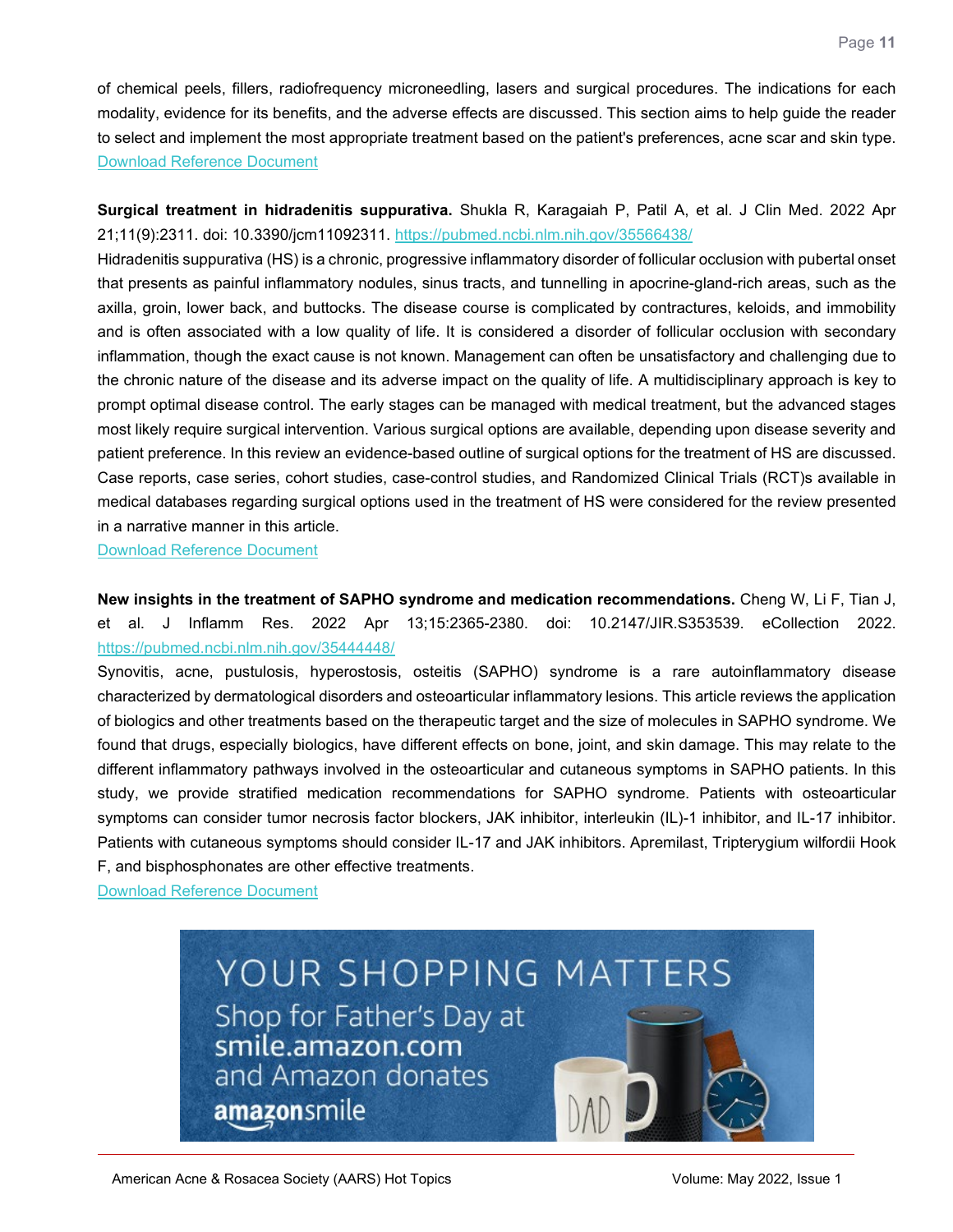of chemical peels, fillers, radiofrequency microneedling, lasers and surgical procedures. The indications for each modality, evidence for its benefits, and the adverse effects are discussed. This section aims to help guide the reader to select and implement the most appropriate treatment based on the patient's preferences, acne scar and skin type.
[Download Reference Document]

**Surgical treatment in hidradenitis suppurativa.** Shukla R, Karagaiah P, Patil A, et al. J Clin Med. 2022 Apr 21;11(9):2311. doi: 10.3390/jcm11092311. https://pubmed.ncbi.nlm.nih.gov/35566438/

Hidradenitis suppurativa (HS) is a chronic, progressive inflammatory disorder of follicular occlusion with pubertal onset that presents as painful inflammatory nodules, sinus tracts, and tunnelling in apocrine-gland-rich areas, such as the axilla, groin, lower back, and buttocks. The disease course is complicated by contractures, keloids, and immobility and is often associated with a low quality of life. It is considered a disorder of follicular occlusion with secondary inflammation, though the exact cause is not known. Management can often be unsatisfactory and challenging due to the chronic nature of the disease and its adverse impact on the quality of life. A multidisciplinary approach is key to prompt optimal disease control. The early stages can be managed with medical treatment, but the advanced stages most likely require surgical intervention. Various surgical options are available, depending upon disease severity and patient preference. In this review an evidence-based outline of surgical options for the treatment of HS are discussed. Case reports, case series, cohort studies, case-control studies, and Randomized Clinical Trials (RCT)s available in medical databases regarding surgical options used in the treatment of HS were considered for the review presented in a narrative manner in this article.
[Download Reference Document]

**New insights in the treatment of SAPHO syndrome and medication recommendations.** Cheng W, Li F, Tian J, et al. J Inflamm Res. 2022 Apr 13;15:2365-2380. doi: 10.2147/JIR.S353539. eCollection 2022. https://pubmed.ncbi.nlm.nih.gov/35444448/

Synovitis, acne, pustulosis, hyperostosis, osteitis (SAPHO) syndrome is a rare autoinflammatory disease characterized by dermatological disorders and osteoarticular inflammatory lesions. This article reviews the application of biologics and other treatments based on the therapeutic target and the size of molecules in SAPHO syndrome. We found that drugs, especially biologics, have different effects on bone, joint, and skin damage. This may relate to the different inflammatory pathways involved in the osteoarticular and cutaneous symptoms in SAPHO patients. In this study, we provide stratified medication recommendations for SAPHO syndrome. Patients with osteoarticular symptoms can consider tumor necrosis factor blockers, JAK inhibitor, interleukin (IL)-1 inhibitor, and IL-17 inhibitor. Patients with cutaneous symptoms should consider IL-17 and JAK inhibitors. Apremilast, Tripterygium wilfordii Hook F, and bisphosphonates are other effective treatments.
[Download Reference Document]

YOUR SHOPPING MATTERS
Shop for Father's Day at
smile.amazon.com
and Amazon donates
amazonsmile